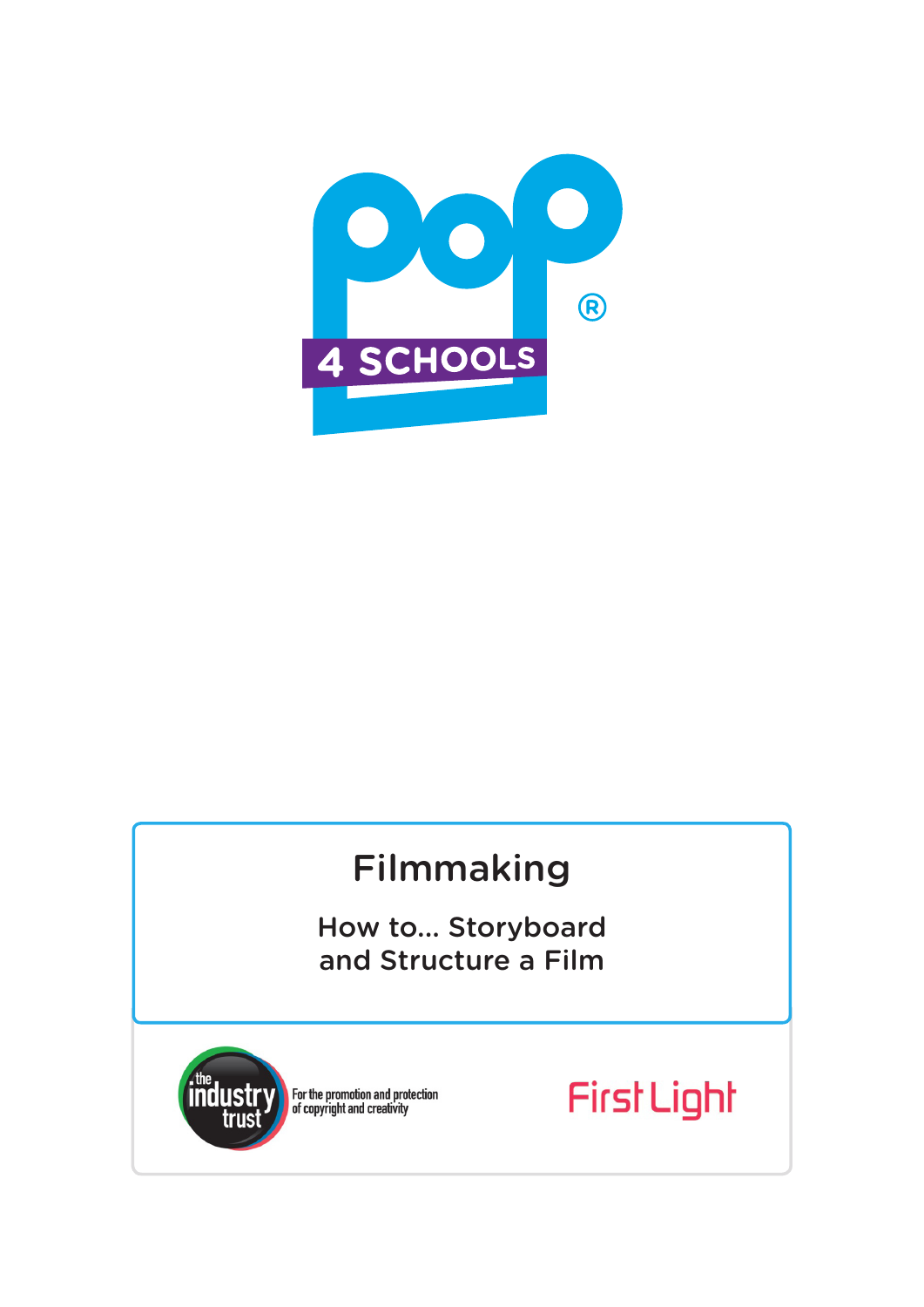POP®

4 SCHOOLS

# Filmmaking

## How to... Storyboard and Structure a Film

the industry trust — For the promotion and protection of copyright and creativity

First Light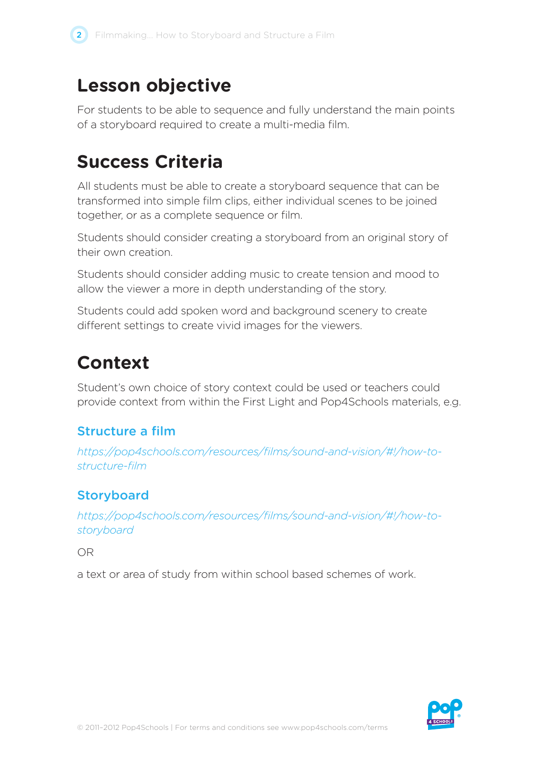## Lesson objective

For students to be able to sequence and fully understand the main points of a storyboard required to create a multi-media film.

## Success Criteria

All students must be able to create a storyboard sequence that can be transformed into simple film clips, either individual scenes to be joined together, or as a complete sequence or film.

Students should consider creating a storyboard from an original story of their own creation.

Students should consider adding music to create tension and mood to allow the viewer a more in depth understanding of the story.

Students could add spoken word and background scenery to create different settings to create vivid images for the viewers.

## Context

Student's own choice of story context could be used or teachers could provide context from within the First Light and Pop4Schools materials, e.g.

### Structure a film

*https://pop4schools.com/resources/films/sound-and-vision/#!/how-to-structure-film*

### Storyboard

*https://pop4schools.com/resources/films/sound-and-vision/#!/how-to-storyboard*

OR

a text or area of study from within school based schemes of work.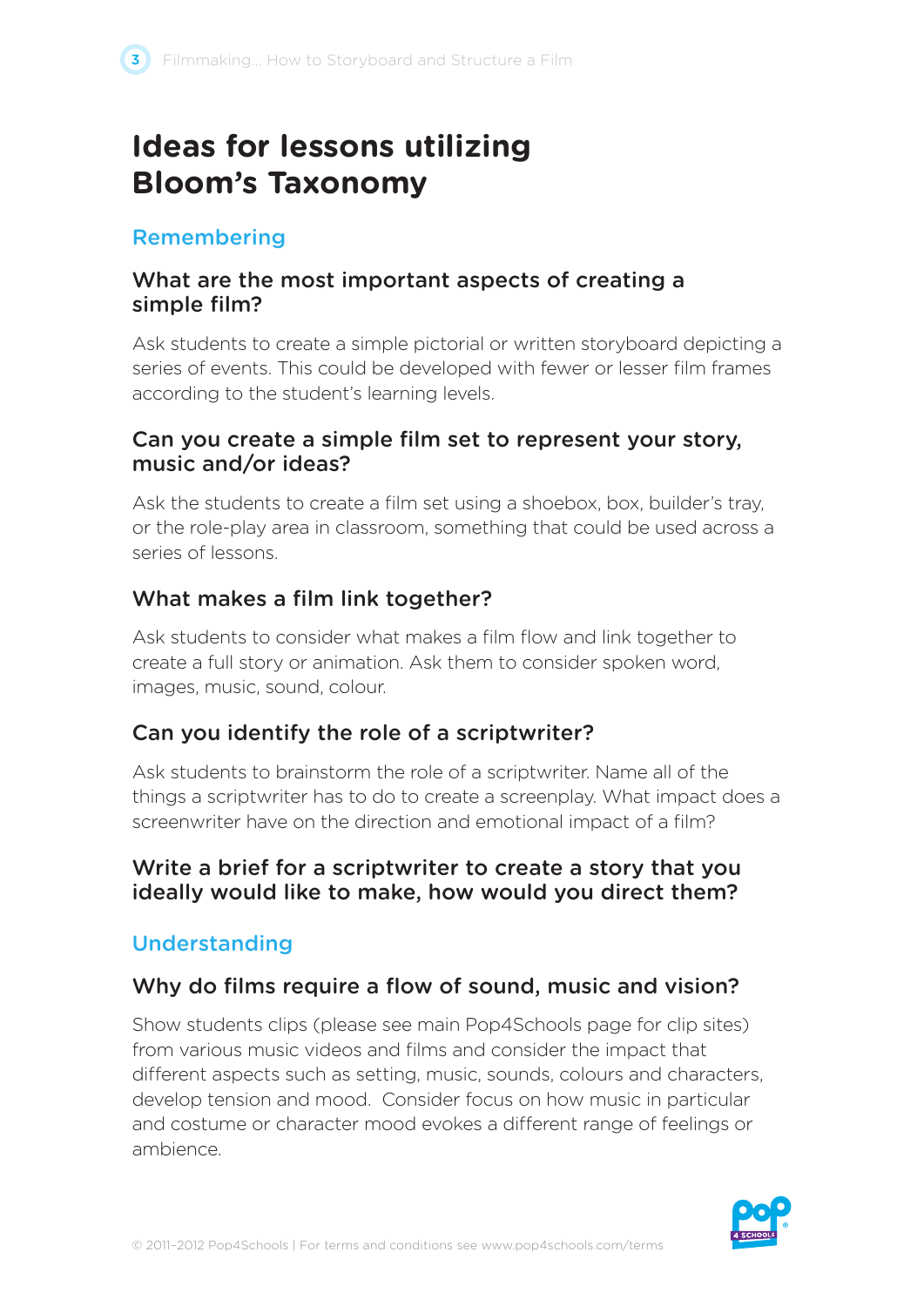# Ideas for lessons utilizing Bloom's Taxonomy

## Remembering

### What are the most important aspects of creating a simple film?

Ask students to create a simple pictorial or written storyboard depicting a series of events. This could be developed with fewer or lesser film frames according to the student's learning levels.

### Can you create a simple film set to represent your story, music and/or ideas?

Ask the students to create a film set using a shoebox, box, builder's tray, or the role-play area in classroom, something that could be used across a series of lessons.

### What makes a film link together?

Ask students to consider what makes a film flow and link together to create a full story or animation. Ask them to consider spoken word, images, music, sound, colour.

### Can you identify the role of a scriptwriter?

Ask students to brainstorm the role of a scriptwriter. Name all of the things a scriptwriter has to do to create a screenplay. What impact does a screenwriter have on the direction and emotional impact of a film?

### Write a brief for a scriptwriter to create a story that you ideally would like to make, how would you direct them?

## Understanding

### Why do films require a flow of sound, music and vision?

Show students clips (please see main Pop4Schools page for clip sites) from various music videos and films and consider the impact that different aspects such as setting, music, sounds, colours and characters, develop tension and mood. Consider focus on how music in particular and costume or character mood evokes a different range of feelings or ambience.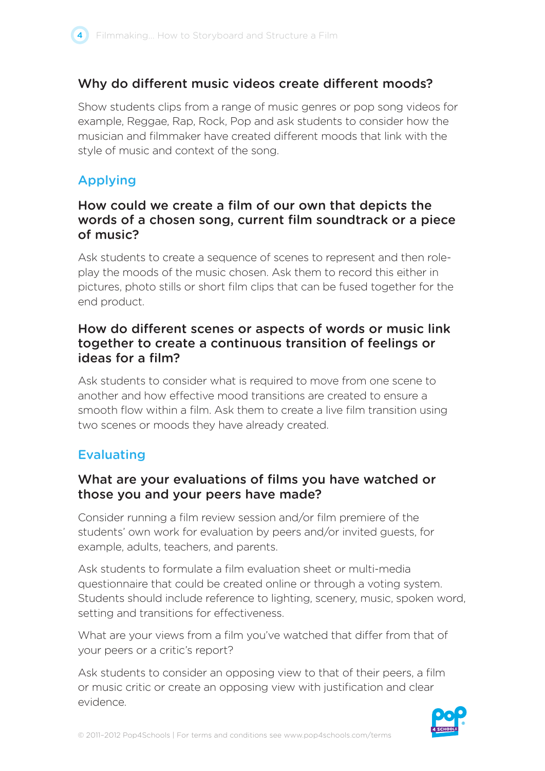### Why do different music videos create different moods?

Show students clips from a range of music genres or pop song videos for example, Reggae, Rap, Rock, Pop and ask students to consider how the musician and filmmaker have created different moods that link with the style of music and context of the song.

## Applying

### How could we create a film of our own that depicts the words of a chosen song, current film soundtrack or a piece of music?

Ask students to create a sequence of scenes to represent and then role-play the moods of the music chosen. Ask them to record this either in pictures, photo stills or short film clips that can be fused together for the end product.

### How do different scenes or aspects of words or music link together to create a continuous transition of feelings or ideas for a film?

Ask students to consider what is required to move from one scene to another and how effective mood transitions are created to ensure a smooth flow within a film. Ask them to create a live film transition using two scenes or moods they have already created.

## Evaluating

### What are your evaluations of films you have watched or those you and your peers have made?

Consider running a film review session and/or film premiere of the students' own work for evaluation by peers and/or invited guests, for example, adults, teachers, and parents.

Ask students to formulate a film evaluation sheet or multi-media questionnaire that could be created online or through a voting system. Students should include reference to lighting, scenery, music, spoken word, setting and transitions for effectiveness.

What are your views from a film you've watched that differ from that of your peers or a critic's report?

Ask students to consider an opposing view to that of their peers, a film or music critic or create an opposing view with justification and clear evidence.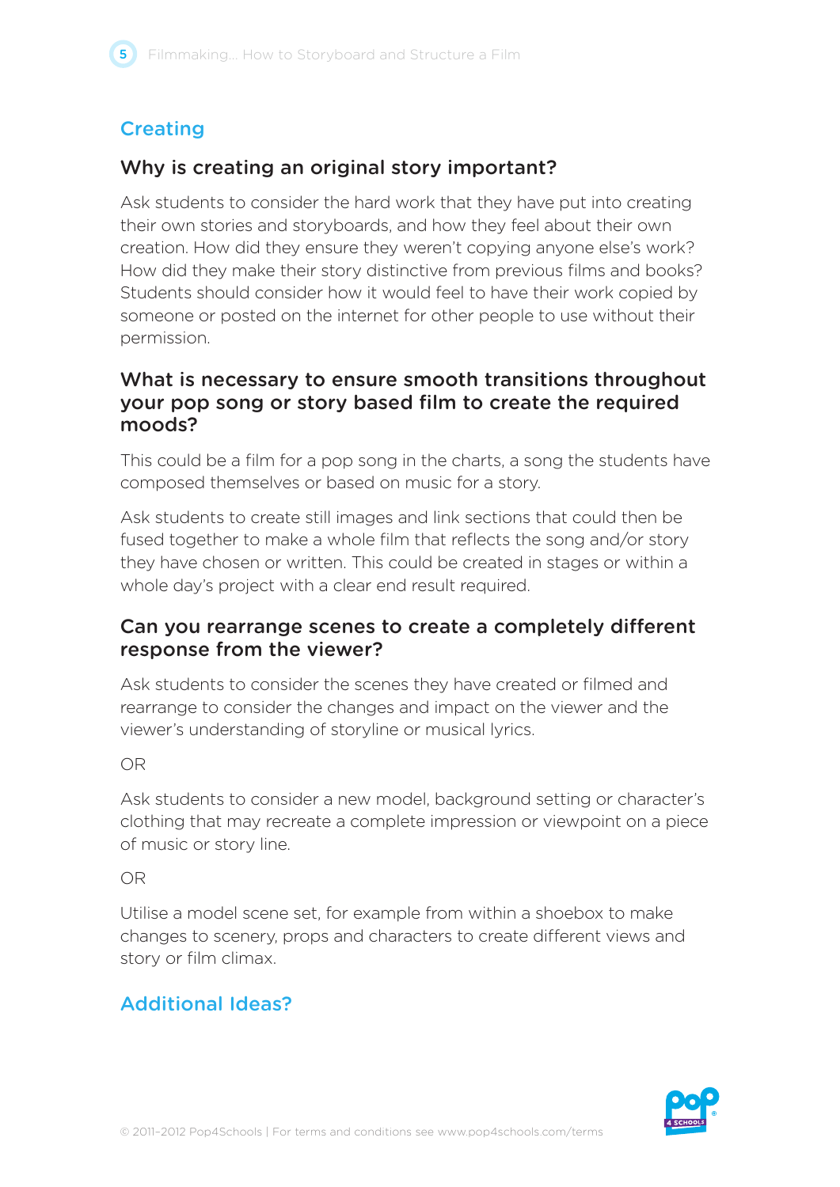## Creating

### Why is creating an original story important?

Ask students to consider the hard work that they have put into creating their own stories and storyboards, and how they feel about their own creation. How did they ensure they weren't copying anyone else's work? How did they make their story distinctive from previous films and books? Students should consider how it would feel to have their work copied by someone or posted on the internet for other people to use without their permission.

### What is necessary to ensure smooth transitions throughout your pop song or story based film to create the required moods?

This could be a film for a pop song in the charts, a song the students have composed themselves or based on music for a story.

Ask students to create still images and link sections that could then be fused together to make a whole film that reflects the song and/or story they have chosen or written. This could be created in stages or within a whole day's project with a clear end result required.

### Can you rearrange scenes to create a completely different response from the viewer?

Ask students to consider the scenes they have created or filmed and rearrange to consider the changes and impact on the viewer and the viewer's understanding of storyline or musical lyrics.

OR

Ask students to consider a new model, background setting or character's clothing that may recreate a complete impression or viewpoint on a piece of music or story line.

OR

Utilise a model scene set, for example from within a shoebox to make changes to scenery, props and characters to create different views and story or film climax.

## Additional Ideas?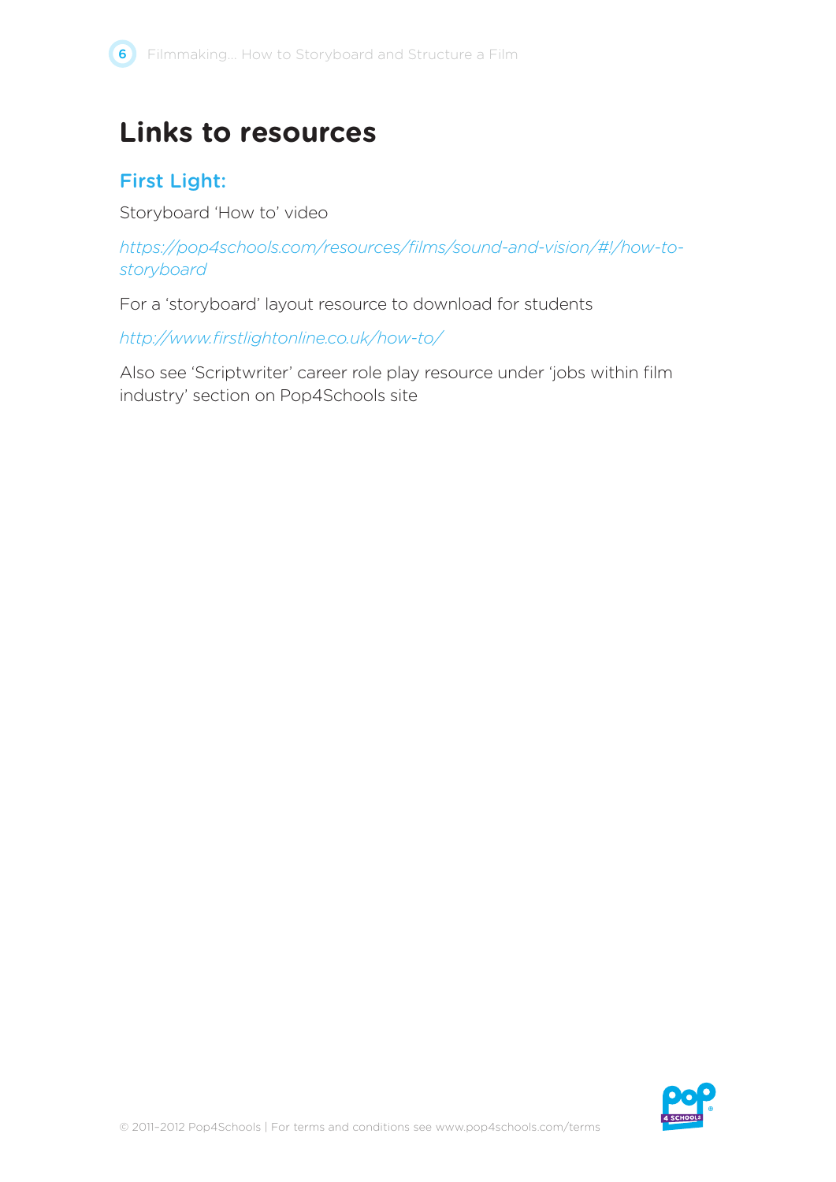# Links to resources

## First Light:

Storyboard ‘How to’ video

*https://pop4schools.com/resources/films/sound-and-vision/#!/how-to-storyboard*

For a ‘storyboard’ layout resource to download for students

*http://www.firstlightonline.co.uk/how-to/*

Also see ‘Scriptwriter’ career role play resource under ‘jobs within film industry’ section on Pop4Schools site